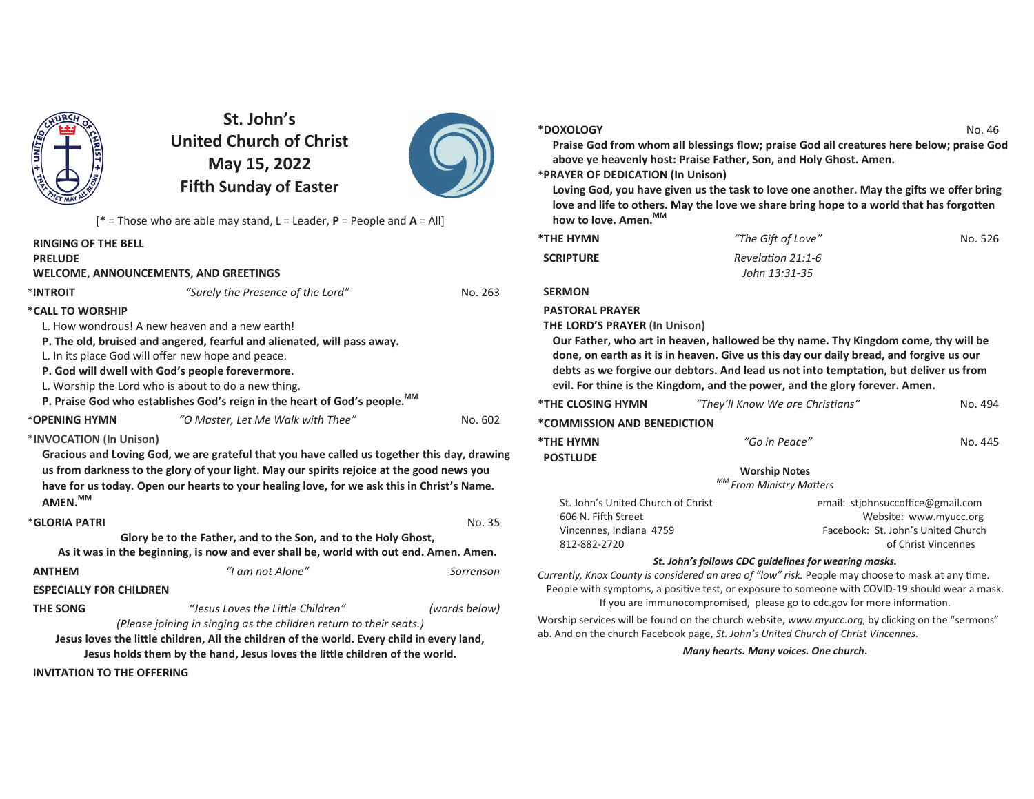# St. John's United Church of Christ
## May 15, 2022
## Fifth Sunday of Easter

[**\*** = Those who are able may stand, L = Leader, **P** = People and **A** = All]

**RINGING OF THE BELL**

**PRELUDE**

**WELCOME, ANNOUNCEMENTS, AND GREETINGS**

*\*INTROIT* — *"Surely the Presence of the Lord"* — No. 263

**\*CALL TO WORSHIP**

L. How wondrous! A new heaven and a new earth!

**P. The old, bruised and angered, fearful and alienated, will pass away.**

L. In its place God will offer new hope and peace.

**P. God will dwell with God's people forevermore.**

L. Worship the Lord who is about to do a new thing.

**P. Praise God who establishes God's reign in the heart of God's people.**[MM]

**\*OPENING HYMN** — *"O Master, Let Me Walk with Thee"* — No. 602

**\*INVOCATION (In Unison)**

**Gracious and Loving God, we are grateful that you have called us together this day, drawing us from darkness to the glory of your light. May our spirits rejoice at the good news you have for us today. Open our hearts to your healing love, for we ask this in Christ's Name. AMEN.**[MM]

**\*GLORIA PATRI** — No. 35

**Glory be to the Father, and to the Son, and to the Holy Ghost,**
**As it was in the beginning, is now and ever shall be, world with out end. Amen. Amen.**

**ANTHEM** — *"I am not Alone"* — *-Sorrenson*

**ESPECIALLY FOR CHILDREN**

**THE SONG** — *"Jesus Loves the Little Children"* — *(words below)*

*(Please joining in singing as the children return to their seats.)*

**Jesus loves the little children, All the children of the world. Every child in every land, Jesus holds them by the hand, Jesus loves the little children of the world.**

**INVITATION TO THE OFFERING**

**\*DOXOLOGY** — No. 46

**Praise God from whom all blessings flow; praise God all creatures here below; praise God above ye heavenly host: Praise Father, Son, and Holy Ghost. Amen.**

**\*PRAYER OF DEDICATION (In Unison)**

**Loving God, you have given us the task to love one another. May the gifts we offer bring love and life to others. May the love we share bring hope to a world that has forgotten how to love. Amen.**[MM]

**\*THE HYMN** — *"The Gift of Love"* — No. 526

**SCRIPTURE** — *Revelation 21:1-6*
*John 13:31-35*

**SERMON**

**PASTORAL PRAYER**

**THE LORD'S PRAYER (In Unison)**

**Our Father, who art in heaven, hallowed be thy name. Thy Kingdom come, thy will be done, on earth as it is in heaven. Give us this day our daily bread, and forgive us our debts as we forgive our debtors. And lead us not into temptation, but deliver us from evil. For thine is the Kingdom, and the power, and the glory forever. Amen.**

**\*THE CLOSING HYMN** — *"They'll Know We are Christians"* — No. 494

**\*COMMISSION AND BENEDICTION**

**\*THE HYMN** — *"Go in Peace"* — No. 445

**POSTLUDE**

**Worship Notes**

*MM From Ministry Matters*

St. John's United Church of Christ
606 N. Fifth Street
Vincennes, Indiana 4759
812-882-2720

email: stjohnsuccoffice@gmail.com
Website: www.myucc.org
Facebook: St. John's United Church of Christ Vincennes

***St. John's follows CDC guidelines for wearing masks.***

*Currently, Knox County is considered an area of "low" risk.* People may choose to mask at any time. People with symptoms, a positive test, or exposure to someone with COVID-19 should wear a mask. If you are immunocompromised, please go to cdc.gov for more information.

Worship services will be found on the church website, *www.myucc.org*, by clicking on the "sermons" ab. And on the church Facebook page, *St. John's United Church of Christ Vincennes.*

***Many hearts. Many voices. One church.***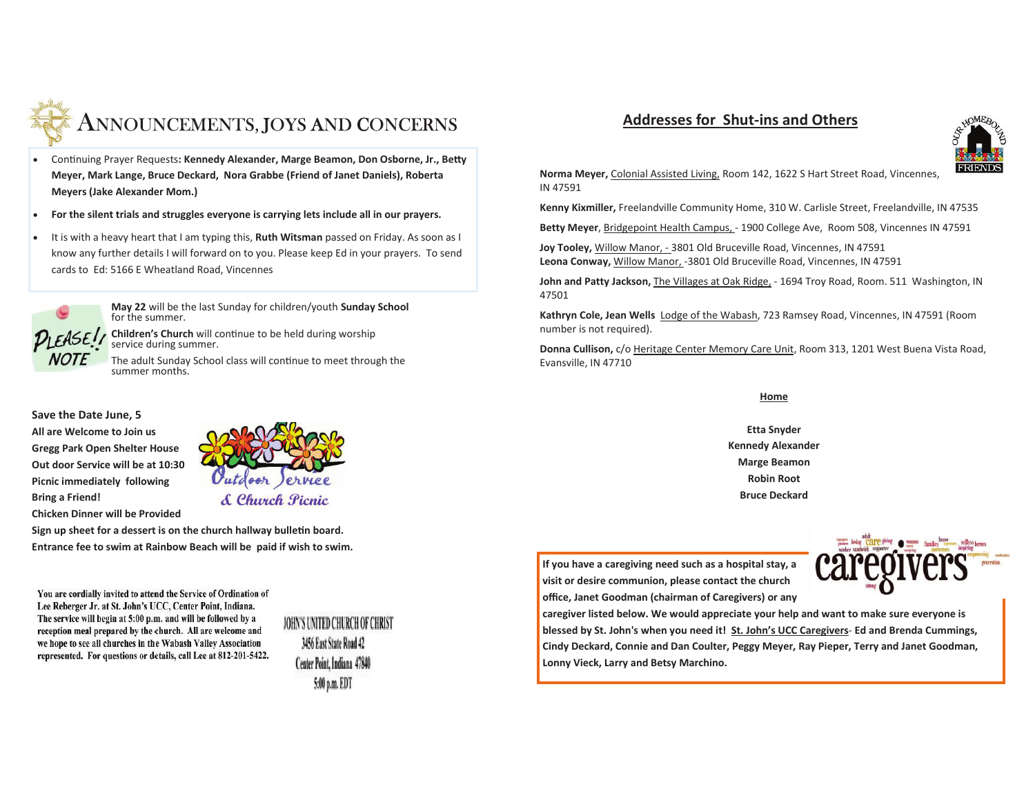# ANNOUNCEMENTS, JOYS AND CONCERNS

- Continuing Prayer Requests: **Kennedy Alexander, Marge Beamon, Don Osborne, Jr., Betty Meyer, Mark Lange, Bruce Deckard, Nora Grabbe (Friend of Janet Daniels), Roberta Meyers (Jake Alexander Mom.)**
- **For the silent trials and struggles everyone is carrying lets include all in our prayers.**
- It is with a heavy heart that I am typing this, **Ruth Witsman** passed on Friday. As soon as I know any further details I will forward on to you. Please keep Ed in your prayers. To send cards to Ed: 5166 E Wheatland Road, Vincennes

PLEASE! NOTE

**May 22** will be the last Sunday for children/youth **Sunday School** for the summer.

**Children's Church** will continue to be held during worship service during summer.

The adult Sunday School class will continue to meet through the summer months.

**Save the Date June, 5**
**All are Welcome to Join us**
**Gregg Park Open Shelter House**
**Out door Service will be at 10:30**
**Picnic immediately following**
**Bring a Friend!**
**Chicken Dinner will be Provided**

*Outdoor Service & Church Picnic*

**Sign up sheet for a dessert is on the church hallway bulletin board.**
**Entrance fee to swim at Rainbow Beach will be paid if wish to swim.**

You are cordially invited to attend the Service of Ordination of Lee Reberger Jr. at St. John's UCC, Center Point, Indiana. The service will begin at 5:00 p.m. and will be followed by a reception meal prepared by the church. All are welcome and we hope to see all churches in the Wabash Valley Association represented. For questions or details, call Lee at 812-201-5422.

JOHN'S UNITED CHURCH OF CHRIST
3456 East State Road 42
Center Point, Indiana 47840
5:00 p.m. EDT

## Addresses for Shut-ins and Others

OUR HOMEBOUND FRIENDS

**Norma Meyer,** Colonial Assisted Living, Room 142, 1622 S Hart Street Road, Vincennes, IN 47591

**Kenny Kixmiller,** Freelandville Community Home, 310 W. Carlisle Street, Freelandville, IN 47535

**Betty Meyer**, Bridgepoint Health Campus, - 1900 College Ave, Room 508, Vincennes IN 47591

**Joy Tooley,** Willow Manor, - 3801 Old Bruceville Road, Vincennes, IN 47591
**Leona Conway,** Willow Manor, -3801 Old Bruceville Road, Vincennes, IN 47591

**John and Patty Jackson,** The Villages at Oak Ridge, - 1694 Troy Road, Room. 511 Washington, IN 47501

**Kathryn Cole, Jean Wells** Lodge of the Wabash, 723 Ramsey Road, Vincennes, IN 47591 (Room number is not required).

**Donna Cullison,** c/o Heritage Center Memory Care Unit, Room 313, 1201 West Buena Vista Road, Evansville, IN 47710

**Home**

**Etta Snyder**
**Kennedy Alexander**
**Marge Beamon**
**Robin Root**
**Bruce Deckard**

caregivers

**If you have a caregiving need such as a hospital stay, a visit or desire communion, please contact the church office, Janet Goodman (chairman of Caregivers) or any caregiver listed below. We would appreciate your help and want to make sure everyone is blessed by St. John's when you need it! St. John's UCC Caregivers- Ed and Brenda Cummings, Cindy Deckard, Connie and Dan Coulter, Peggy Meyer, Ray Pieper, Terry and Janet Goodman, Lonny Vieck, Larry and Betsy Marchino.**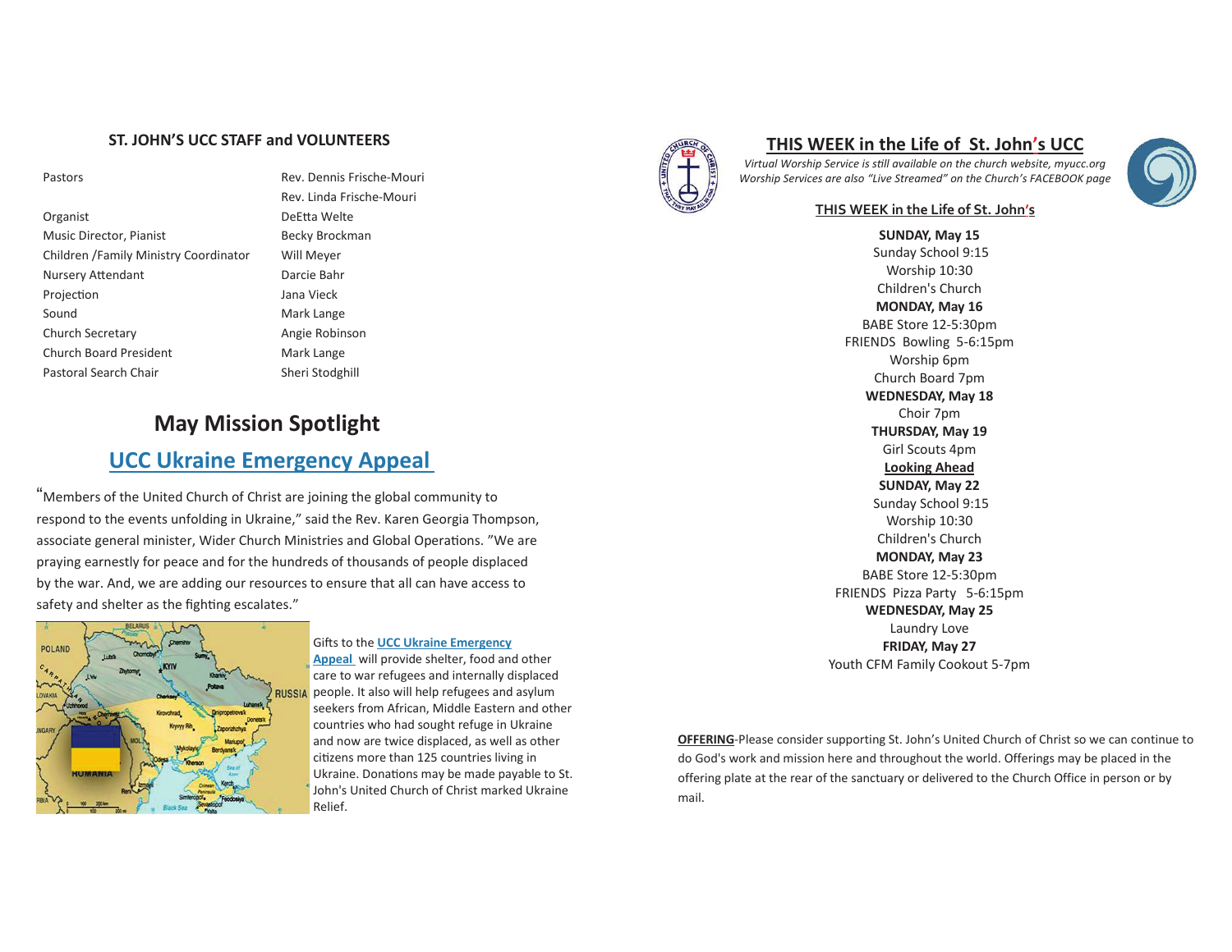**ST. JOHN'S UCC STAFF and VOLUNTEERS**

| | |
|---|---|
| Pastors | Rev. Dennis Frische-Mouri |
| | Rev. Linda Frische-Mouri |
| Organist | DeEtta Welte |
| Music Director, Pianist | Becky Brockman |
| Children /Family Ministry Coordinator | Will Meyer |
| Nursery Attendant | Darcie Bahr |
| Projection | Jana Vieck |
| Sound | Mark Lange |
| Church Secretary | Angie Robinson |
| Church Board President | Mark Lange |
| Pastoral Search Chair | Sheri Stodghill |

## May Mission Spotlight

## UCC Ukraine Emergency Appeal

"Members of the United Church of Christ are joining the global community to respond to the events unfolding in Ukraine," said the Rev. Karen Georgia Thompson, associate general minister, Wider Church Ministries and Global Operations. "We are praying earnestly for peace and for the hundreds of thousands of people displaced by the war. And, we are adding our resources to ensure that all can have access to safety and shelter as the fighting escalates."

Gifts to the **UCC Ukraine Emergency Appeal** will provide shelter, food and other care to war refugees and internally displaced people. It also will help refugees and asylum seekers from African, Middle Eastern and other countries who had sought refuge in Ukraine and now are twice displaced, as well as other citizens more than 125 countries living in Ukraine. Donations may be made payable to St. John's United Church of Christ marked Ukraine Relief.

## THIS WEEK in the Life of St. John's UCC

*Virtual Worship Service is still available on the church website, myucc.org*
*Worship Services are also "Live Streamed" on the Church's FACEBOOK page*

### THIS WEEK in the Life of St. John's

**SUNDAY, May 15**
Sunday School 9:15
Worship 10:30
Children's Church

**MONDAY, May 16**
BABE Store 12-5:30pm
FRIENDS Bowling 5-6:15pm
Worship 6pm
Church Board 7pm

**WEDNESDAY, May 18**
Choir 7pm

**THURSDAY, May 19**
Girl Scouts 4pm

**Looking Ahead**

**SUNDAY, May 22**
Sunday School 9:15
Worship 10:30
Children's Church

**MONDAY, May 23**
BABE Store 12-5:30pm
FRIENDS Pizza Party 5-6:15pm

**WEDNESDAY, May 25**
Laundry Love

**FRIDAY, May 27**
Youth CFM Family Cookout 5-7pm

**OFFERING**-Please consider supporting St. John's United Church of Christ so we can continue to do God's work and mission here and throughout the world. Offerings may be placed in the offering plate at the rear of the sanctuary or delivered to the Church Office in person or by mail.